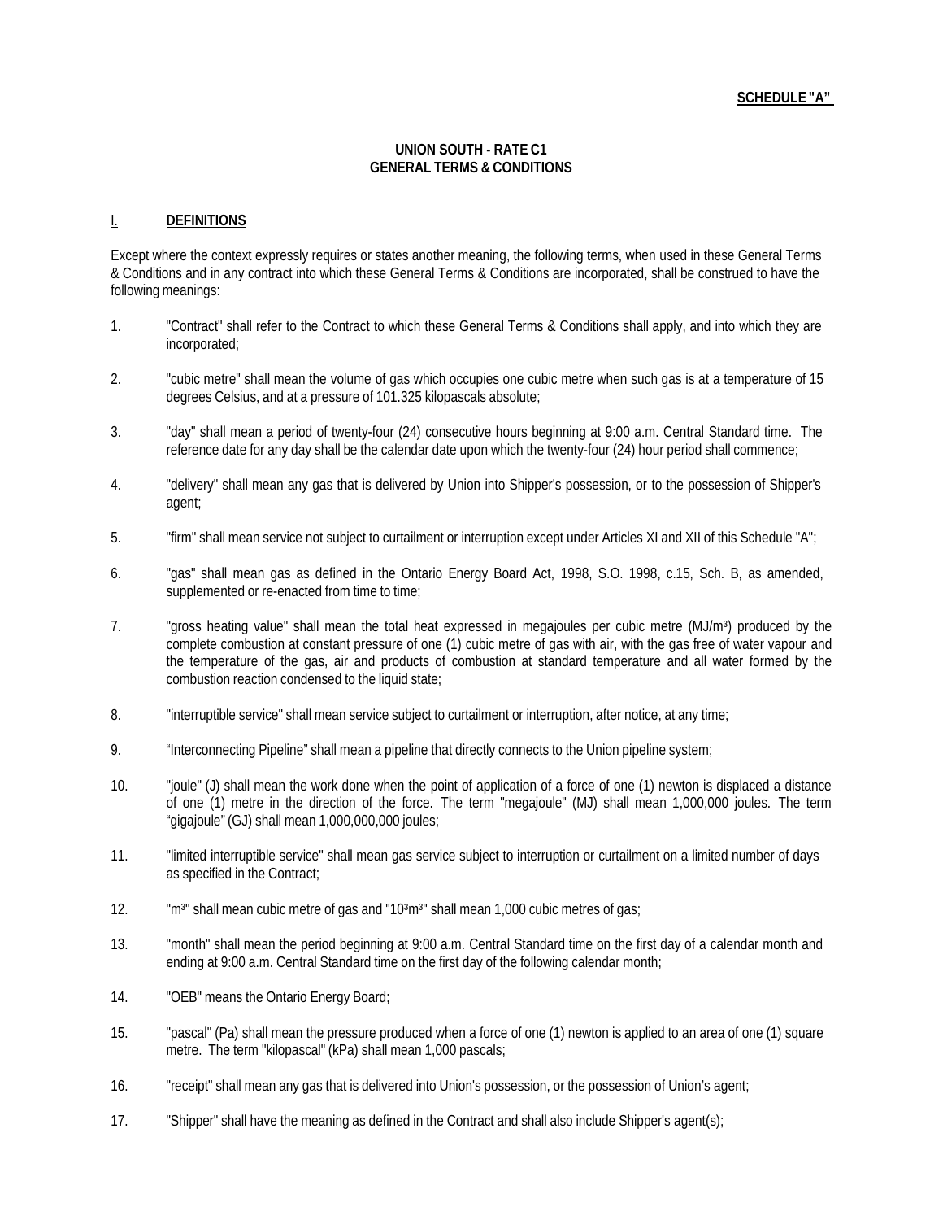**SCHEDULE "A"**

**UNION SOUTH - RATE C1**
**GENERAL TERMS & CONDITIONS**

## I. **DEFINITIONS**

Except where the context expressly requires or states another meaning, the following terms, when used in these General Terms & Conditions and in any contract into which these General Terms & Conditions are incorporated, shall be construed to have the following meanings:

1. "Contract" shall refer to the Contract to which these General Terms & Conditions shall apply, and into which they are incorporated;

2. "cubic metre" shall mean the volume of gas which occupies one cubic metre when such gas is at a temperature of 15 degrees Celsius, and at a pressure of 101.325 kilopascals absolute;

3. "day" shall mean a period of twenty-four (24) consecutive hours beginning at 9:00 a.m. Central Standard time. The reference date for any day shall be the calendar date upon which the twenty-four (24) hour period shall commence;

4. "delivery" shall mean any gas that is delivered by Union into Shipper's possession, or to the possession of Shipper's agent;

5. "firm" shall mean service not subject to curtailment or interruption except under Articles XI and XII of this Schedule "A";

6. "gas" shall mean gas as defined in the Ontario Energy Board Act, 1998, S.O. 1998, c.15, Sch. B, as amended, supplemented or re-enacted from time to time;

7. "gross heating value" shall mean the total heat expressed in megajoules per cubic metre (MJ/$m^3$) produced by the complete combustion at constant pressure of one (1) cubic metre of gas with air, with the gas free of water vapour and the temperature of the gas, air and products of combustion at standard temperature and all water formed by the combustion reaction condensed to the liquid state;

8. "interruptible service" shall mean service subject to curtailment or interruption, after notice, at any time;

9. "Interconnecting Pipeline" shall mean a pipeline that directly connects to the Union pipeline system;

10. "joule" (J) shall mean the work done when the point of application of a force of one (1) newton is displaced a distance of one (1) metre in the direction of the force. The term "megajoule" (MJ) shall mean 1,000,000 joules. The term "gigajoule" (GJ) shall mean 1,000,000,000 joules;

11. "limited interruptible service" shall mean gas service subject to interruption or curtailment on a limited number of days as specified in the Contract;

12. "$m^3$" shall mean cubic metre of gas and "$10^3m^3$" shall mean 1,000 cubic metres of gas;

13. "month" shall mean the period beginning at 9:00 a.m. Central Standard time on the first day of a calendar month and ending at 9:00 a.m. Central Standard time on the first day of the following calendar month;

14. "OEB" means the Ontario Energy Board;

15. "pascal" (Pa) shall mean the pressure produced when a force of one (1) newton is applied to an area of one (1) square metre. The term "kilopascal" (kPa) shall mean 1,000 pascals;

16. "receipt" shall mean any gas that is delivered into Union's possession, or the possession of Union's agent;

17. "Shipper" shall have the meaning as defined in the Contract and shall also include Shipper's agent(s);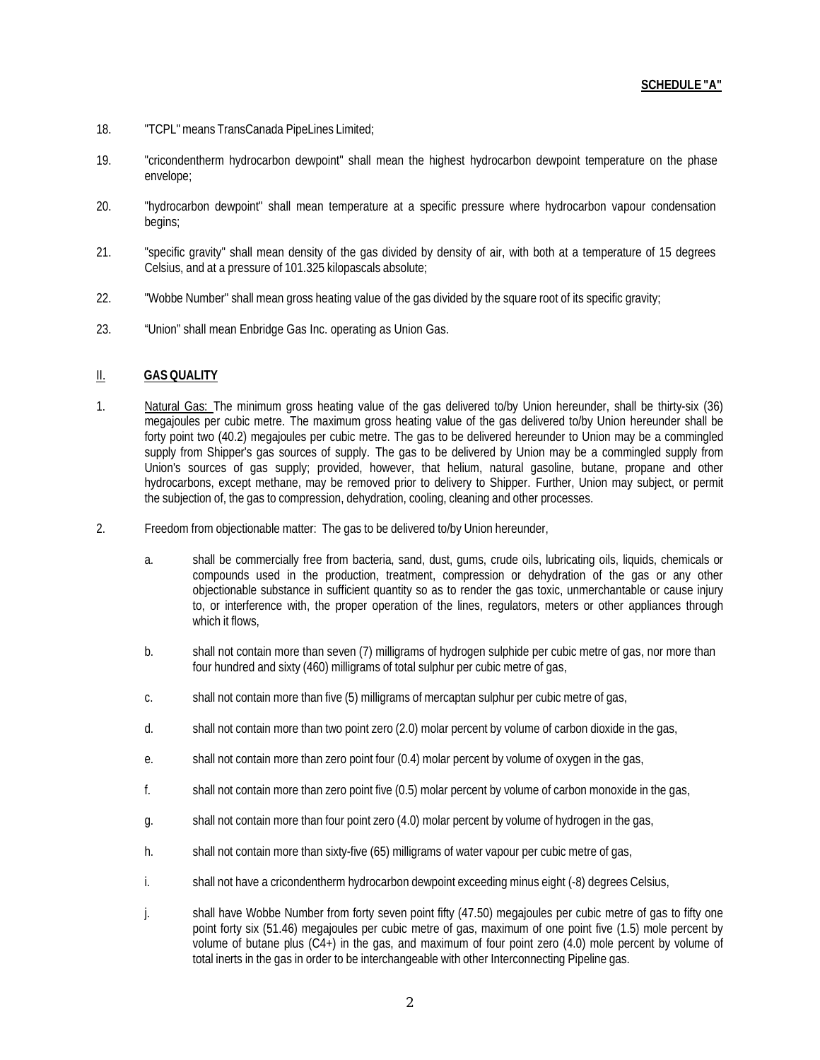**SCHEDULE "A"**

18. "TCPL" means TransCanada PipeLines Limited;

19. "cricondentherm hydrocarbon dewpoint" shall mean the highest hydrocarbon dewpoint temperature on the phase envelope;

20. "hydrocarbon dewpoint" shall mean temperature at a specific pressure where hydrocarbon vapour condensation begins;

21. "specific gravity" shall mean density of the gas divided by density of air, with both at a temperature of 15 degrees Celsius, and at a pressure of 101.325 kilopascals absolute;

22. "Wobbe Number" shall mean gross heating value of the gas divided by the square root of its specific gravity;

23. "Union" shall mean Enbridge Gas Inc. operating as Union Gas.

## II. GAS QUALITY

1. Natural Gas: The minimum gross heating value of the gas delivered to/by Union hereunder, shall be thirty-six (36) megajoules per cubic metre. The maximum gross heating value of the gas delivered to/by Union hereunder shall be forty point two (40.2) megajoules per cubic metre. The gas to be delivered hereunder to Union may be a commingled supply from Shipper's gas sources of supply. The gas to be delivered by Union may be a commingled supply from Union's sources of gas supply; provided, however, that helium, natural gasoline, butane, propane and other hydrocarbons, except methane, may be removed prior to delivery to Shipper. Further, Union may subject, or permit the subjection of, the gas to compression, dehydration, cooling, cleaning and other processes.

2. Freedom from objectionable matter: The gas to be delivered to/by Union hereunder,

   a. shall be commercially free from bacteria, sand, dust, gums, crude oils, lubricating oils, liquids, chemicals or compounds used in the production, treatment, compression or dehydration of the gas or any other objectionable substance in sufficient quantity so as to render the gas toxic, unmerchantable or cause injury to, or interference with, the proper operation of the lines, regulators, meters or other appliances through which it flows,

   b. shall not contain more than seven (7) milligrams of hydrogen sulphide per cubic metre of gas, nor more than four hundred and sixty (460) milligrams of total sulphur per cubic metre of gas,

   c. shall not contain more than five (5) milligrams of mercaptan sulphur per cubic metre of gas,

   d. shall not contain more than two point zero (2.0) molar percent by volume of carbon dioxide in the gas,

   e. shall not contain more than zero point four (0.4) molar percent by volume of oxygen in the gas,

   f. shall not contain more than zero point five (0.5) molar percent by volume of carbon monoxide in the gas,

   g. shall not contain more than four point zero (4.0) molar percent by volume of hydrogen in the gas,

   h. shall not contain more than sixty-five (65) milligrams of water vapour per cubic metre of gas,

   i. shall not have a cricondentherm hydrocarbon dewpoint exceeding minus eight (-8) degrees Celsius,

   j. shall have Wobbe Number from forty seven point fifty (47.50) megajoules per cubic metre of gas to fifty one point forty six (51.46) megajoules per cubic metre of gas, maximum of one point five (1.5) mole percent by volume of butane plus (C4+) in the gas, and maximum of four point zero (4.0) mole percent by volume of total inerts in the gas in order to be interchangeable with other Interconnecting Pipeline gas.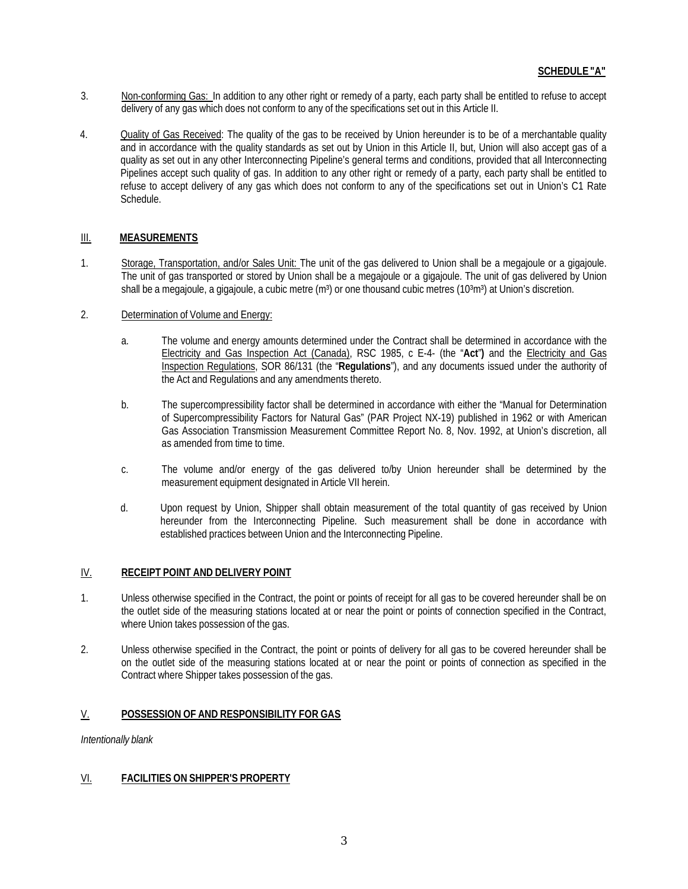**SCHEDULE "A"**

3. Non-conforming Gas: In addition to any other right or remedy of a party, each party shall be entitled to refuse to accept delivery of any gas which does not conform to any of the specifications set out in this Article II.

4. Quality of Gas Received: The quality of the gas to be received by Union hereunder is to be of a merchantable quality and in accordance with the quality standards as set out by Union in this Article II, but, Union will also accept gas of a quality as set out in any other Interconnecting Pipeline's general terms and conditions, provided that all Interconnecting Pipelines accept such quality of gas. In addition to any other right or remedy of a party, each party shall be entitled to refuse to accept delivery of any gas which does not conform to any of the specifications set out in Union's C1 Rate Schedule.

## III. MEASUREMENTS

1. Storage, Transportation, and/or Sales Unit: The unit of the gas delivered to Union shall be a megajoule or a gigajoule. The unit of gas transported or stored by Union shall be a megajoule or a gigajoule. The unit of gas delivered by Union shall be a megajoule, a gigajoule, a cubic metre ($m^3$) or one thousand cubic metres ($10^3m^3$) at Union's discretion.

2. Determination of Volume and Energy:

   a. The volume and energy amounts determined under the Contract shall be determined in accordance with the Electricity and Gas Inspection Act (Canada), RSC 1985, c E-4- (the "**Act**") and the Electricity and Gas Inspection Regulations, SOR 86/131 (the "**Regulations**"), and any documents issued under the authority of the Act and Regulations and any amendments thereto.

   b. The supercompressibility factor shall be determined in accordance with either the "Manual for Determination of Supercompressibility Factors for Natural Gas" (PAR Project NX-19) published in 1962 or with American Gas Association Transmission Measurement Committee Report No. 8, Nov. 1992, at Union's discretion, all as amended from time to time.

   c. The volume and/or energy of the gas delivered to/by Union hereunder shall be determined by the measurement equipment designated in Article VII herein.

   d. Upon request by Union, Shipper shall obtain measurement of the total quantity of gas received by Union hereunder from the Interconnecting Pipeline. Such measurement shall be done in accordance with established practices between Union and the Interconnecting Pipeline.

## IV. RECEIPT POINT AND DELIVERY POINT

1. Unless otherwise specified in the Contract, the point or points of receipt for all gas to be covered hereunder shall be on the outlet side of the measuring stations located at or near the point or points of connection specified in the Contract, where Union takes possession of the gas.

2. Unless otherwise specified in the Contract, the point or points of delivery for all gas to be covered hereunder shall be on the outlet side of the measuring stations located at or near the point or points of connection as specified in the Contract where Shipper takes possession of the gas.

## V. POSSESSION OF AND RESPONSIBILITY FOR GAS

*Intentionally blank*

## VI. FACILITIES ON SHIPPER'S PROPERTY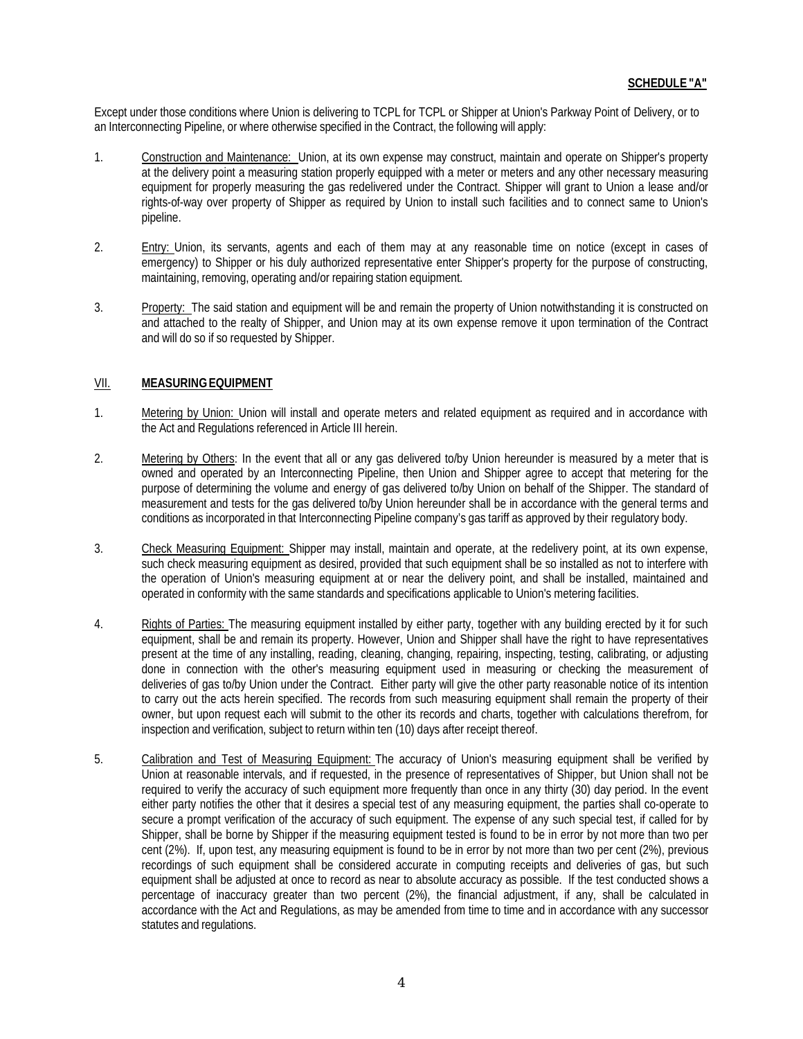**SCHEDULE "A"**

Except under those conditions where Union is delivering to TCPL for TCPL or Shipper at Union's Parkway Point of Delivery, or to an Interconnecting Pipeline, or where otherwise specified in the Contract, the following will apply:

1. Construction and Maintenance: Union, at its own expense may construct, maintain and operate on Shipper's property at the delivery point a measuring station properly equipped with a meter or meters and any other necessary measuring equipment for properly measuring the gas redelivered under the Contract. Shipper will grant to Union a lease and/or rights-of-way over property of Shipper as required by Union to install such facilities and to connect same to Union's pipeline.

2. Entry: Union, its servants, agents and each of them may at any reasonable time on notice (except in cases of emergency) to Shipper or his duly authorized representative enter Shipper's property for the purpose of constructing, maintaining, removing, operating and/or repairing station equipment.

3. Property: The said station and equipment will be and remain the property of Union notwithstanding it is constructed on and attached to the realty of Shipper, and Union may at its own expense remove it upon termination of the Contract and will do so if so requested by Shipper.

## VII. MEASURING EQUIPMENT

1. Metering by Union: Union will install and operate meters and related equipment as required and in accordance with the Act and Regulations referenced in Article III herein.

2. Metering by Others: In the event that all or any gas delivered to/by Union hereunder is measured by a meter that is owned and operated by an Interconnecting Pipeline, then Union and Shipper agree to accept that metering for the purpose of determining the volume and energy of gas delivered to/by Union on behalf of the Shipper. The standard of measurement and tests for the gas delivered to/by Union hereunder shall be in accordance with the general terms and conditions as incorporated in that Interconnecting Pipeline company's gas tariff as approved by their regulatory body.

3. Check Measuring Equipment: Shipper may install, maintain and operate, at the redelivery point, at its own expense, such check measuring equipment as desired, provided that such equipment shall be so installed as not to interfere with the operation of Union's measuring equipment at or near the delivery point, and shall be installed, maintained and operated in conformity with the same standards and specifications applicable to Union's metering facilities.

4. Rights of Parties: The measuring equipment installed by either party, together with any building erected by it for such equipment, shall be and remain its property. However, Union and Shipper shall have the right to have representatives present at the time of any installing, reading, cleaning, changing, repairing, inspecting, testing, calibrating, or adjusting done in connection with the other's measuring equipment used in measuring or checking the measurement of deliveries of gas to/by Union under the Contract. Either party will give the other party reasonable notice of its intention to carry out the acts herein specified. The records from such measuring equipment shall remain the property of their owner, but upon request each will submit to the other its records and charts, together with calculations therefrom, for inspection and verification, subject to return within ten (10) days after receipt thereof.

5. Calibration and Test of Measuring Equipment: The accuracy of Union's measuring equipment shall be verified by Union at reasonable intervals, and if requested, in the presence of representatives of Shipper, but Union shall not be required to verify the accuracy of such equipment more frequently than once in any thirty (30) day period. In the event either party notifies the other that it desires a special test of any measuring equipment, the parties shall co-operate to secure a prompt verification of the accuracy of such equipment. The expense of any such special test, if called for by Shipper, shall be borne by Shipper if the measuring equipment tested is found to be in error by not more than two per cent (2%). If, upon test, any measuring equipment is found to be in error by not more than two per cent (2%), previous recordings of such equipment shall be considered accurate in computing receipts and deliveries of gas, but such equipment shall be adjusted at once to record as near to absolute accuracy as possible. If the test conducted shows a percentage of inaccuracy greater than two percent (2%), the financial adjustment, if any, shall be calculated in accordance with the Act and Regulations, as may be amended from time to time and in accordance with any successor statutes and regulations.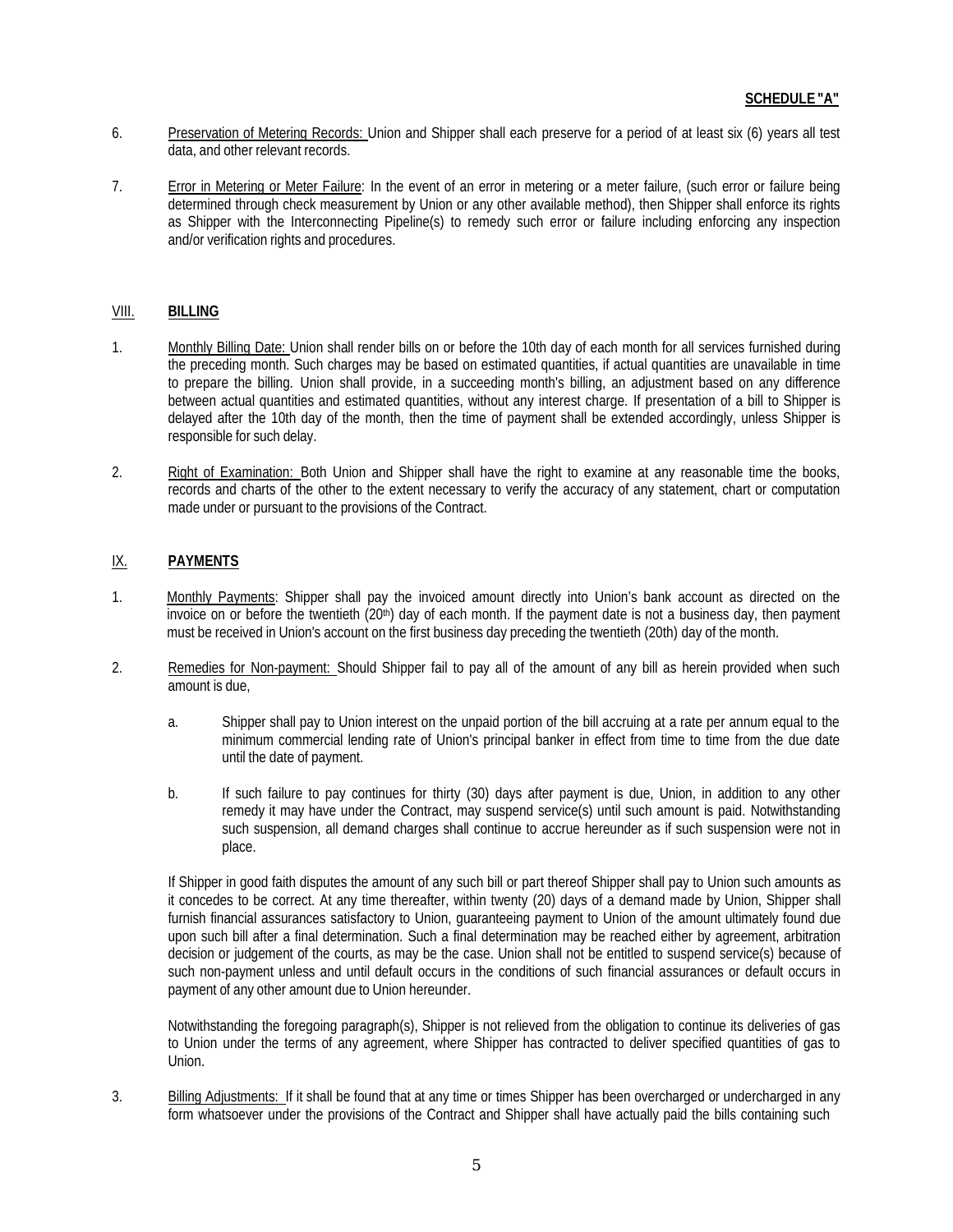**SCHEDULE "A"**

6. Preservation of Metering Records: Union and Shipper shall each preserve for a period of at least six (6) years all test data, and other relevant records.

7. Error in Metering or Meter Failure: In the event of an error in metering or a meter failure, (such error or failure being determined through check measurement by Union or any other available method), then Shipper shall enforce its rights as Shipper with the Interconnecting Pipeline(s) to remedy such error or failure including enforcing any inspection and/or verification rights and procedures.

## VIII. BILLING

1. Monthly Billing Date: Union shall render bills on or before the 10th day of each month for all services furnished during the preceding month. Such charges may be based on estimated quantities, if actual quantities are unavailable in time to prepare the billing. Union shall provide, in a succeeding month's billing, an adjustment based on any difference between actual quantities and estimated quantities, without any interest charge. If presentation of a bill to Shipper is delayed after the 10th day of the month, then the time of payment shall be extended accordingly, unless Shipper is responsible for such delay.

2. Right of Examination: Both Union and Shipper shall have the right to examine at any reasonable time the books, records and charts of the other to the extent necessary to verify the accuracy of any statement, chart or computation made under or pursuant to the provisions of the Contract.

## IX. PAYMENTS

1. Monthly Payments: Shipper shall pay the invoiced amount directly into Union's bank account as directed on the invoice on or before the twentieth (20th) day of each month. If the payment date is not a business day, then payment must be received in Union's account on the first business day preceding the twentieth (20th) day of the month.

2. Remedies for Non-payment: Should Shipper fail to pay all of the amount of any bill as herein provided when such amount is due,

   a. Shipper shall pay to Union interest on the unpaid portion of the bill accruing at a rate per annum equal to the minimum commercial lending rate of Union's principal banker in effect from time to time from the due date until the date of payment.

   b. If such failure to pay continues for thirty (30) days after payment is due, Union, in addition to any other remedy it may have under the Contract, may suspend service(s) until such amount is paid. Notwithstanding such suspension, all demand charges shall continue to accrue hereunder as if such suspension were not in place.

   If Shipper in good faith disputes the amount of any such bill or part thereof Shipper shall pay to Union such amounts as it concedes to be correct. At any time thereafter, within twenty (20) days of a demand made by Union, Shipper shall furnish financial assurances satisfactory to Union, guaranteeing payment to Union of the amount ultimately found due upon such bill after a final determination. Such a final determination may be reached either by agreement, arbitration decision or judgement of the courts, as may be the case. Union shall not be entitled to suspend service(s) because of such non-payment unless and until default occurs in the conditions of such financial assurances or default occurs in payment of any other amount due to Union hereunder.

   Notwithstanding the foregoing paragraph(s), Shipper is not relieved from the obligation to continue its deliveries of gas to Union under the terms of any agreement, where Shipper has contracted to deliver specified quantities of gas to Union.

3. Billing Adjustments: If it shall be found that at any time or times Shipper has been overcharged or undercharged in any form whatsoever under the provisions of the Contract and Shipper shall have actually paid the bills containing such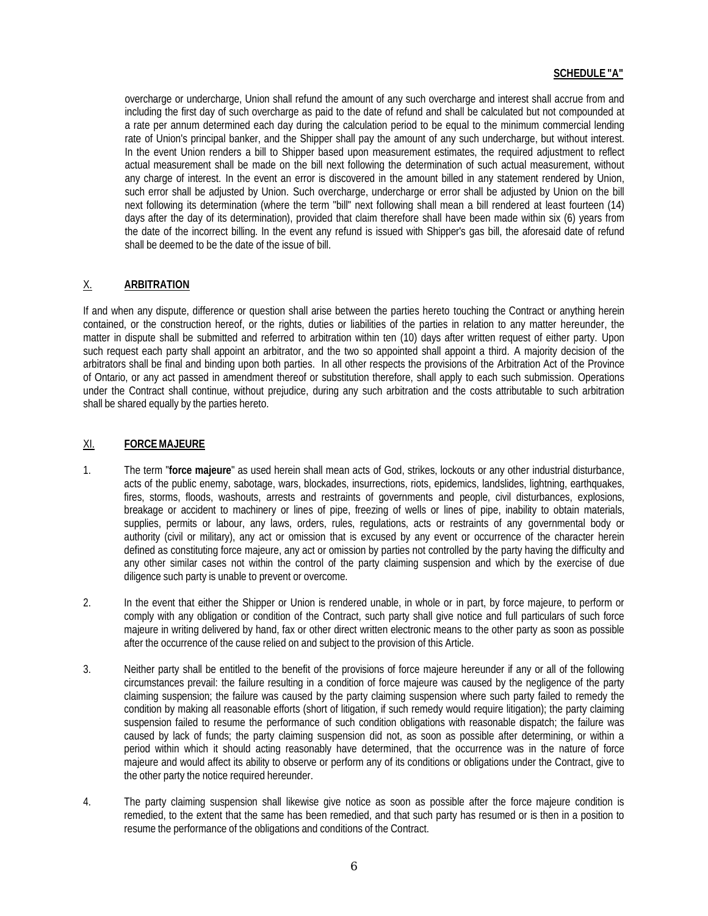overcharge or undercharge, Union shall refund the amount of any such overcharge and interest shall accrue from and including the first day of such overcharge as paid to the date of refund and shall be calculated but not compounded at a rate per annum determined each day during the calculation period to be equal to the minimum commercial lending rate of Union's principal banker, and the Shipper shall pay the amount of any such undercharge, but without interest. In the event Union renders a bill to Shipper based upon measurement estimates, the required adjustment to reflect actual measurement shall be made on the bill next following the determination of such actual measurement, without any charge of interest. In the event an error is discovered in the amount billed in any statement rendered by Union, such error shall be adjusted by Union. Such overcharge, undercharge or error shall be adjusted by Union on the bill next following its determination (where the term "bill" next following shall mean a bill rendered at least fourteen (14) days after the day of its determination), provided that claim therefore shall have been made within six (6) years from the date of the incorrect billing. In the event any refund is issued with Shipper's gas bill, the aforesaid date of refund shall be deemed to be the date of the issue of bill.

## X. **ARBITRATION**

If and when any dispute, difference or question shall arise between the parties hereto touching the Contract or anything herein contained, or the construction hereof, or the rights, duties or liabilities of the parties in relation to any matter hereunder, the matter in dispute shall be submitted and referred to arbitration within ten (10) days after written request of either party. Upon such request each party shall appoint an arbitrator, and the two so appointed shall appoint a third. A majority decision of the arbitrators shall be final and binding upon both parties. In all other respects the provisions of the Arbitration Act of the Province of Ontario, or any act passed in amendment thereof or substitution therefore, shall apply to each such submission. Operations under the Contract shall continue, without prejudice, during any such arbitration and the costs attributable to such arbitration shall be shared equally by the parties hereto.

## XI. **FORCE MAJEURE**

1. The term "**force majeure**" as used herein shall mean acts of God, strikes, lockouts or any other industrial disturbance, acts of the public enemy, sabotage, wars, blockades, insurrections, riots, epidemics, landslides, lightning, earthquakes, fires, storms, floods, washouts, arrests and restraints of governments and people, civil disturbances, explosions, breakage or accident to machinery or lines of pipe, freezing of wells or lines of pipe, inability to obtain materials, supplies, permits or labour, any laws, orders, rules, regulations, acts or restraints of any governmental body or authority (civil or military), any act or omission that is excused by any event or occurrence of the character herein defined as constituting force majeure, any act or omission by parties not controlled by the party having the difficulty and any other similar cases not within the control of the party claiming suspension and which by the exercise of due diligence such party is unable to prevent or overcome.

2. In the event that either the Shipper or Union is rendered unable, in whole or in part, by force majeure, to perform or comply with any obligation or condition of the Contract, such party shall give notice and full particulars of such force majeure in writing delivered by hand, fax or other direct written electronic means to the other party as soon as possible after the occurrence of the cause relied on and subject to the provision of this Article.

3. Neither party shall be entitled to the benefit of the provisions of force majeure hereunder if any or all of the following circumstances prevail: the failure resulting in a condition of force majeure was caused by the negligence of the party claiming suspension; the failure was caused by the party claiming suspension where such party failed to remedy the condition by making all reasonable efforts (short of litigation, if such remedy would require litigation); the party claiming suspension failed to resume the performance of such condition obligations with reasonable dispatch; the failure was caused by lack of funds; the party claiming suspension did not, as soon as possible after determining, or within a period within which it should acting reasonably have determined, that the occurrence was in the nature of force majeure and would affect its ability to observe or perform any of its conditions or obligations under the Contract, give to the other party the notice required hereunder.

4. The party claiming suspension shall likewise give notice as soon as possible after the force majeure condition is remedied, to the extent that the same has been remedied, and that such party has resumed or is then in a position to resume the performance of the obligations and conditions of the Contract.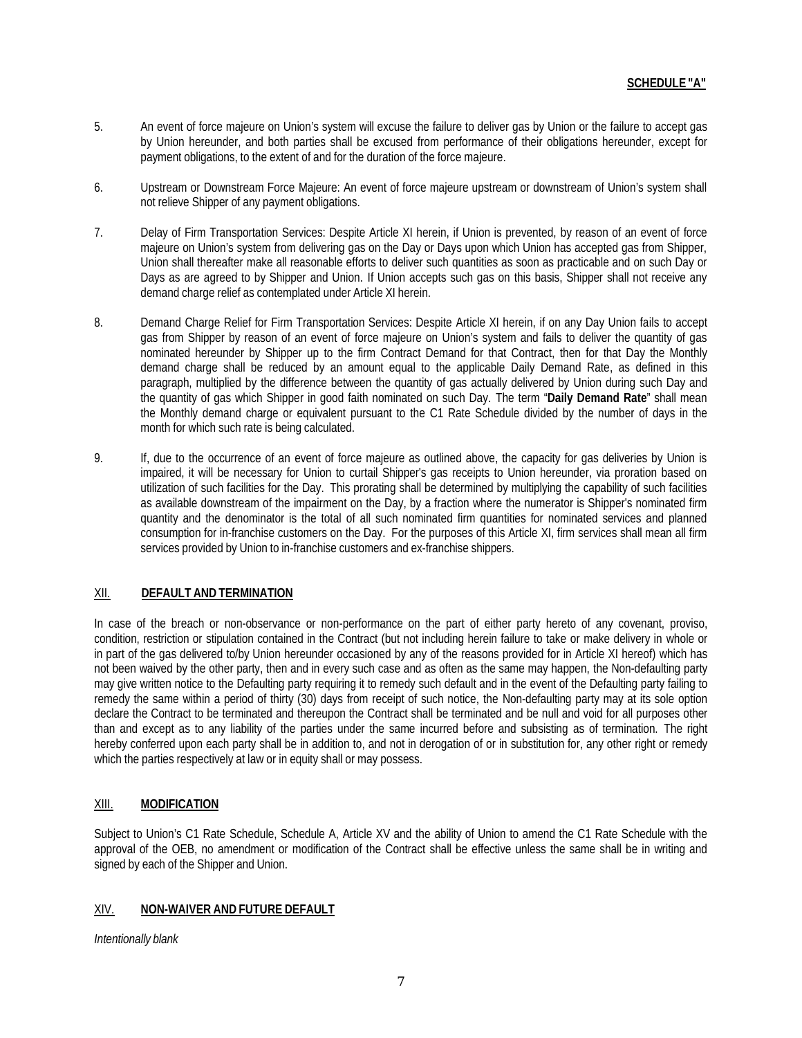**SCHEDULE "A"**

5. An event of force majeure on Union's system will excuse the failure to deliver gas by Union or the failure to accept gas by Union hereunder, and both parties shall be excused from performance of their obligations hereunder, except for payment obligations, to the extent of and for the duration of the force majeure.

6. Upstream or Downstream Force Majeure: An event of force majeure upstream or downstream of Union's system shall not relieve Shipper of any payment obligations.

7. Delay of Firm Transportation Services: Despite Article XI herein, if Union is prevented, by reason of an event of force majeure on Union's system from delivering gas on the Day or Days upon which Union has accepted gas from Shipper, Union shall thereafter make all reasonable efforts to deliver such quantities as soon as practicable and on such Day or Days as are agreed to by Shipper and Union. If Union accepts such gas on this basis, Shipper shall not receive any demand charge relief as contemplated under Article XI herein.

8. Demand Charge Relief for Firm Transportation Services: Despite Article XI herein, if on any Day Union fails to accept gas from Shipper by reason of an event of force majeure on Union's system and fails to deliver the quantity of gas nominated hereunder by Shipper up to the firm Contract Demand for that Contract, then for that Day the Monthly demand charge shall be reduced by an amount equal to the applicable Daily Demand Rate, as defined in this paragraph, multiplied by the difference between the quantity of gas actually delivered by Union during such Day and the quantity of gas which Shipper in good faith nominated on such Day. The term "**Daily Demand Rate**" shall mean the Monthly demand charge or equivalent pursuant to the C1 Rate Schedule divided by the number of days in the month for which such rate is being calculated.

9. If, due to the occurrence of an event of force majeure as outlined above, the capacity for gas deliveries by Union is impaired, it will be necessary for Union to curtail Shipper's gas receipts to Union hereunder, via proration based on utilization of such facilities for the Day. This prorating shall be determined by multiplying the capability of such facilities as available downstream of the impairment on the Day, by a fraction where the numerator is Shipper's nominated firm quantity and the denominator is the total of all such nominated firm quantities for nominated services and planned consumption for in-franchise customers on the Day. For the purposes of this Article XI, firm services shall mean all firm services provided by Union to in-franchise customers and ex-franchise shippers.

## XII. DEFAULT AND TERMINATION

In case of the breach or non-observance or non-performance on the part of either party hereto of any covenant, proviso, condition, restriction or stipulation contained in the Contract (but not including herein failure to take or make delivery in whole or in part of the gas delivered to/by Union hereunder occasioned by any of the reasons provided for in Article XI hereof) which has not been waived by the other party, then and in every such case and as often as the same may happen, the Non-defaulting party may give written notice to the Defaulting party requiring it to remedy such default and in the event of the Defaulting party failing to remedy the same within a period of thirty (30) days from receipt of such notice, the Non-defaulting party may at its sole option declare the Contract to be terminated and thereupon the Contract shall be terminated and be null and void for all purposes other than and except as to any liability of the parties under the same incurred before and subsisting as of termination. The right hereby conferred upon each party shall be in addition to, and not in derogation of or in substitution for, any other right or remedy which the parties respectively at law or in equity shall or may possess.

## XIII. MODIFICATION

Subject to Union's C1 Rate Schedule, Schedule A, Article XV and the ability of Union to amend the C1 Rate Schedule with the approval of the OEB, no amendment or modification of the Contract shall be effective unless the same shall be in writing and signed by each of the Shipper and Union.

## XIV. NON-WAIVER AND FUTURE DEFAULT

*Intentionally blank*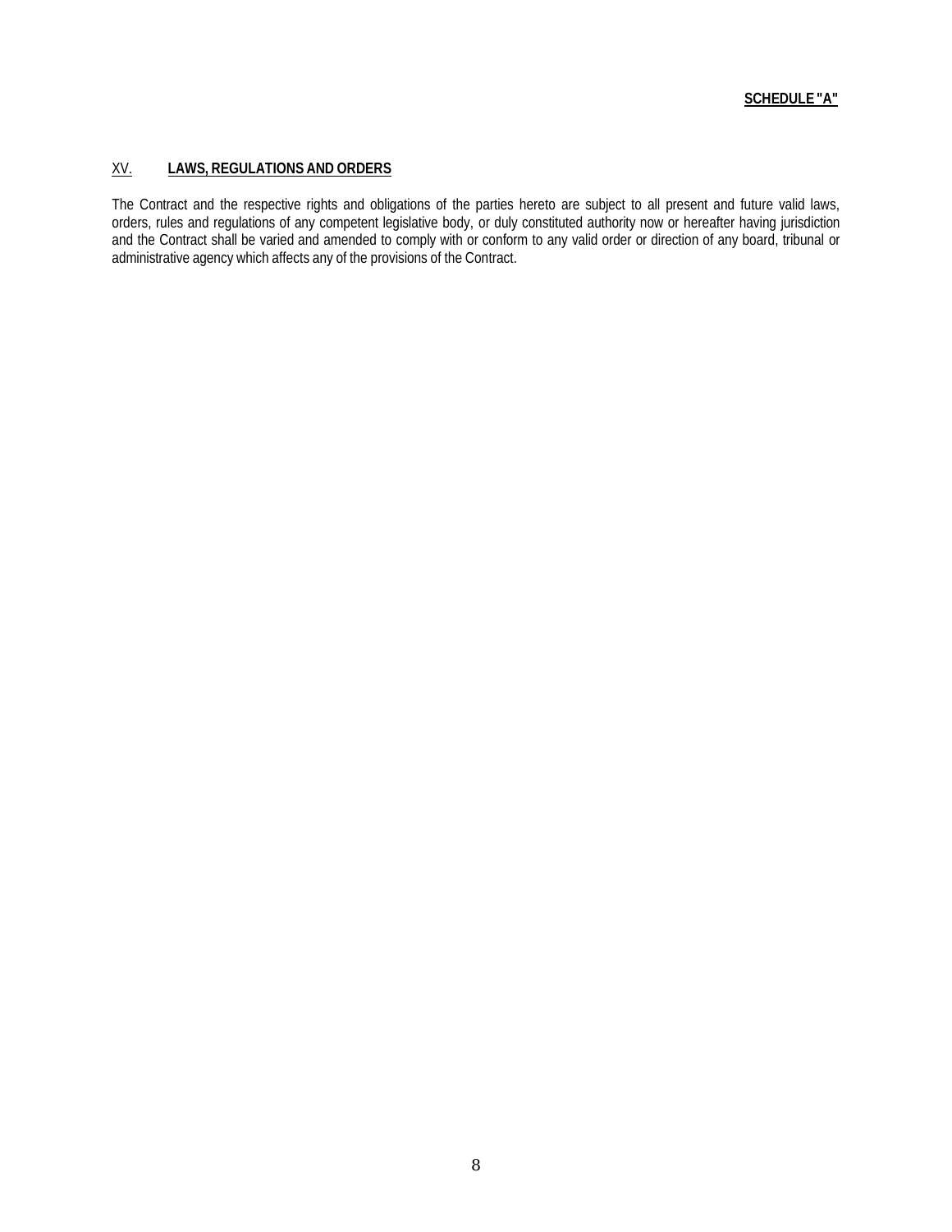**SCHEDULE "A"**

## XV. LAWS, REGULATIONS AND ORDERS

The Contract and the respective rights and obligations of the parties hereto are subject to all present and future valid laws, orders, rules and regulations of any competent legislative body, or duly constituted authority now or hereafter having jurisdiction and the Contract shall be varied and amended to comply with or conform to any valid order or direction of any board, tribunal or administrative agency which affects any of the provisions of the Contract.